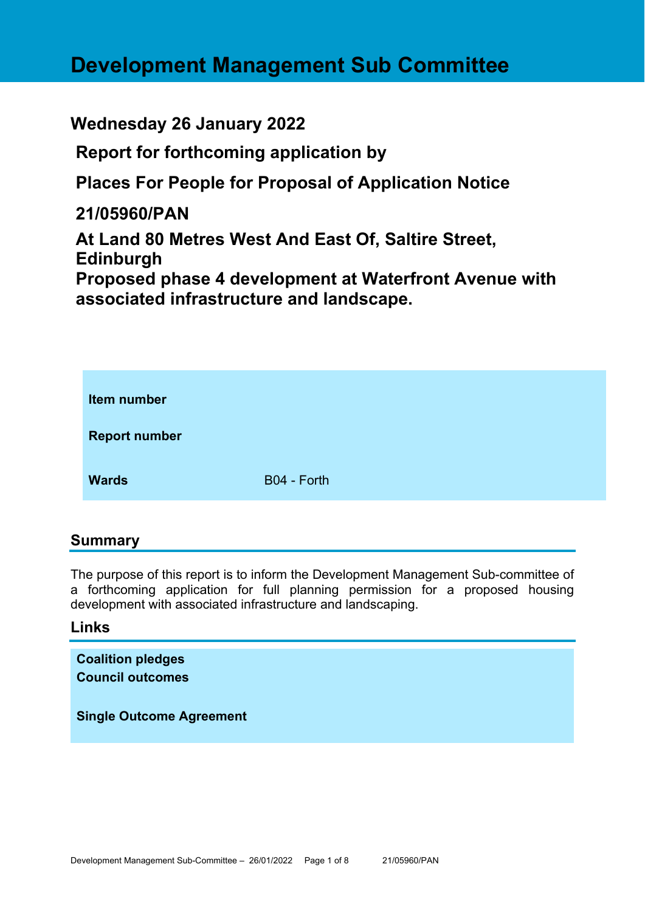# Development Management Sub Committee

## Wednesday 26 January 2022

**Report for forthcoming application by**

**Places For People for Proposal of Application Notice**

**21/05960/PAN**

**At Land 80 Metres West And East Of, Saltire Street, Edinburgh**
**Proposed phase 4 development at Waterfront Avenue with associated infrastructure and landscape.**

| | |
|---|---|
| **Item number** | |
| **Report number** | |
| **Wards** | B04 - Forth |

## Summary

The purpose of this report is to inform the Development Management Sub-committee of a forthcoming application for full planning permission for a proposed housing development with associated infrastructure and landscaping.

## Links

**Coalition pledges**
**Council outcomes**

**Single Outcome Agreement**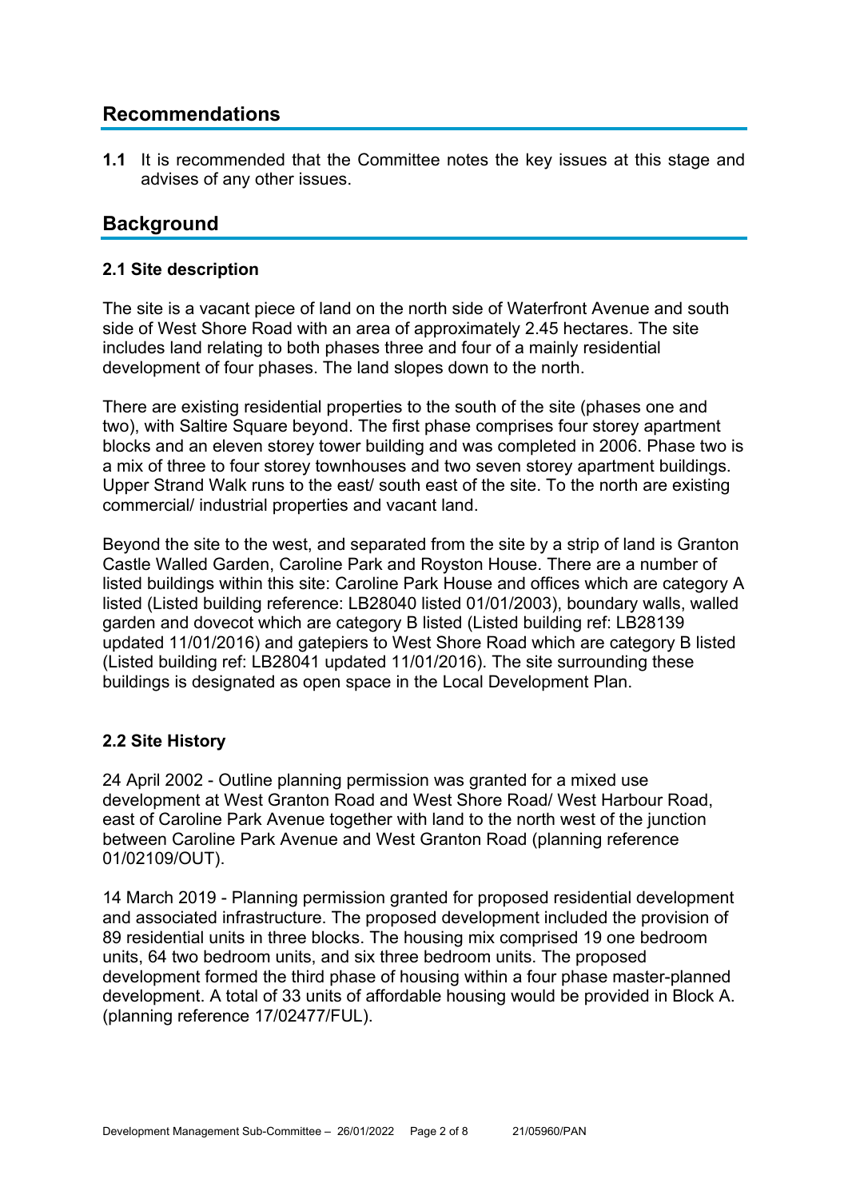## Recommendations

**1.1** It is recommended that the Committee notes the key issues at this stage and advises of any other issues.

## Background

### 2.1 Site description

The site is a vacant piece of land on the north side of Waterfront Avenue and south side of West Shore Road with an area of approximately 2.45 hectares. The site includes land relating to both phases three and four of a mainly residential development of four phases. The land slopes down to the north.

There are existing residential properties to the south of the site (phases one and two), with Saltire Square beyond. The first phase comprises four storey apartment blocks and an eleven storey tower building and was completed in 2006. Phase two is a mix of three to four storey townhouses and two seven storey apartment buildings. Upper Strand Walk runs to the east/ south east of the site. To the north are existing commercial/ industrial properties and vacant land.

Beyond the site to the west, and separated from the site by a strip of land is Granton Castle Walled Garden, Caroline Park and Royston House. There are a number of listed buildings within this site: Caroline Park House and offices which are category A listed (Listed building reference: LB28040 listed 01/01/2003), boundary walls, walled garden and dovecot which are category B listed (Listed building ref: LB28139 updated 11/01/2016) and gatepiers to West Shore Road which are category B listed (Listed building ref: LB28041 updated 11/01/2016). The site surrounding these buildings is designated as open space in the Local Development Plan.

### 2.2 Site History

24 April 2002 - Outline planning permission was granted for a mixed use development at West Granton Road and West Shore Road/ West Harbour Road, east of Caroline Park Avenue together with land to the north west of the junction between Caroline Park Avenue and West Granton Road (planning reference 01/02109/OUT).

14 March 2019 - Planning permission granted for proposed residential development and associated infrastructure. The proposed development included the provision of 89 residential units in three blocks. The housing mix comprised 19 one bedroom units, 64 two bedroom units, and six three bedroom units. The proposed development formed the third phase of housing within a four phase master-planned development. A total of 33 units of affordable housing would be provided in Block A. (planning reference 17/02477/FUL).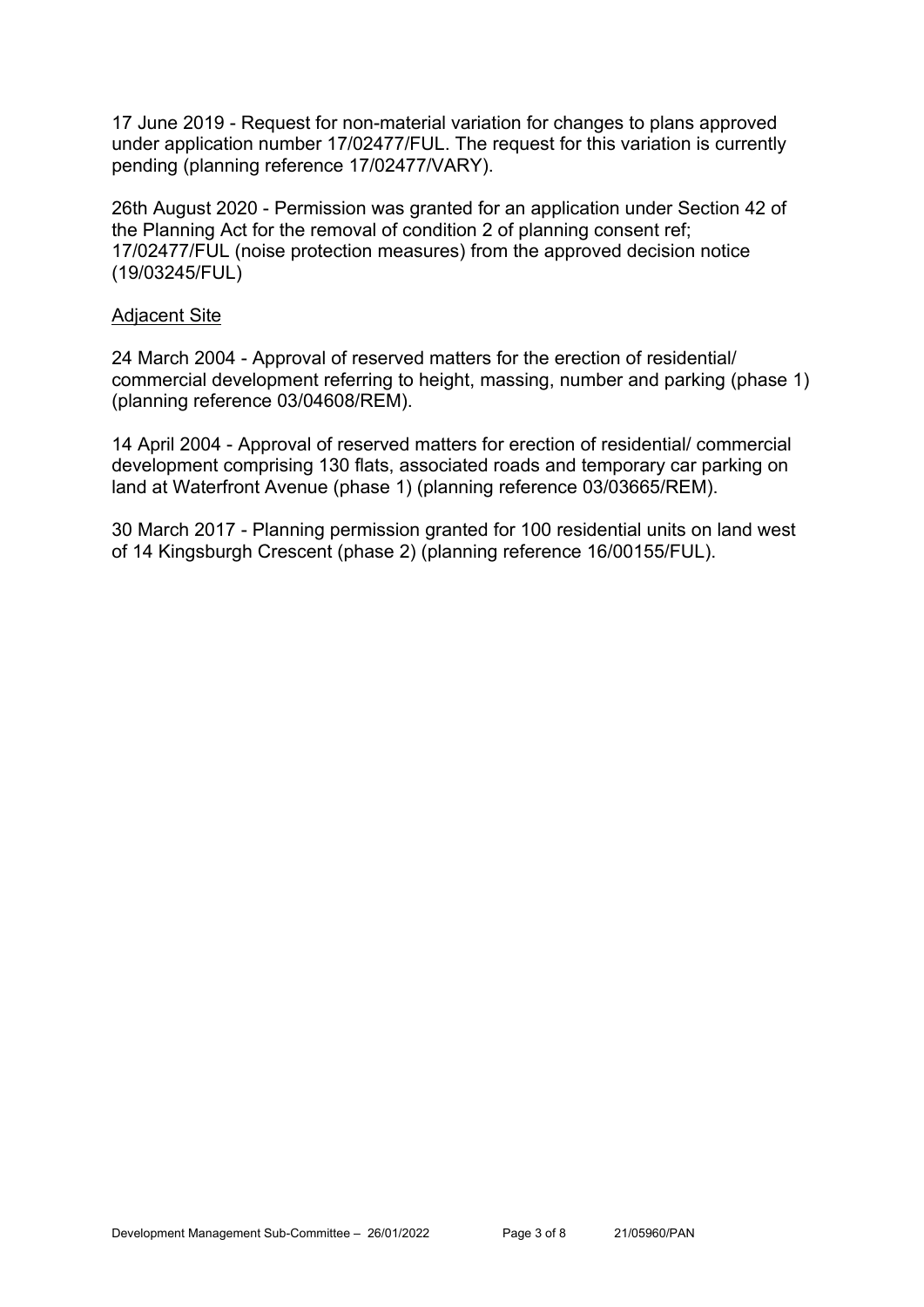17 June 2019 - Request for non-material variation for changes to plans approved under application number 17/02477/FUL. The request for this variation is currently pending (planning reference 17/02477/VARY).

26th August 2020 - Permission was granted for an application under Section 42 of the Planning Act for the removal of condition 2 of planning consent ref; 17/02477/FUL (noise protection measures) from the approved decision notice (19/03245/FUL)

Adjacent Site

24 March 2004 - Approval of reserved matters for the erection of residential/ commercial development referring to height, massing, number and parking (phase 1) (planning reference 03/04608/REM).

14 April 2004 - Approval of reserved matters for erection of residential/ commercial development comprising 130 flats, associated roads and temporary car parking on land at Waterfront Avenue (phase 1) (planning reference 03/03665/REM).

30 March 2017 - Planning permission granted for 100 residential units on land west of 14 Kingsburgh Crescent (phase 2) (planning reference 16/00155/FUL).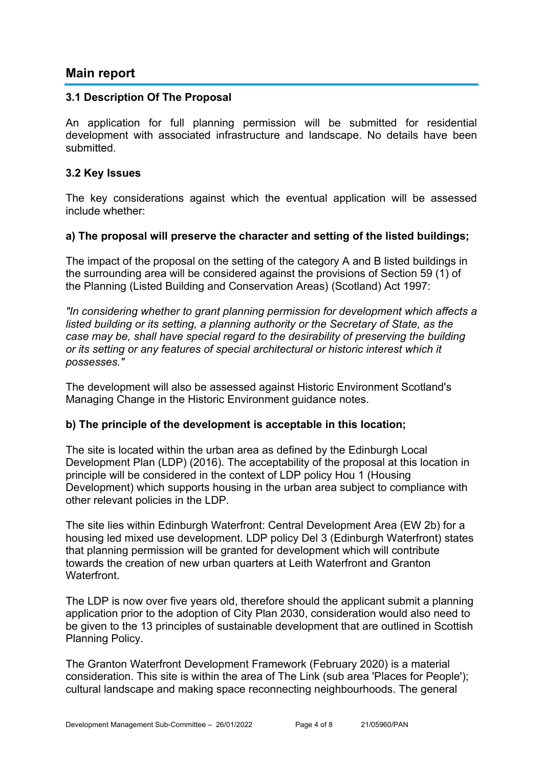## Main report

### 3.1 Description Of The Proposal

An application for full planning permission will be submitted for residential development with associated infrastructure and landscape. No details have been submitted.

### 3.2 Key Issues

The key considerations against which the eventual application will be assessed include whether:

**a) The proposal will preserve the character and setting of the listed buildings;**

The impact of the proposal on the setting of the category A and B listed buildings in the surrounding area will be considered against the provisions of Section 59 (1) of the Planning (Listed Building and Conservation Areas) (Scotland) Act 1997:

*"In considering whether to grant planning permission for development which affects a listed building or its setting, a planning authority or the Secretary of State, as the case may be, shall have special regard to the desirability of preserving the building or its setting or any features of special architectural or historic interest which it possesses."*

The development will also be assessed against Historic Environment Scotland's Managing Change in the Historic Environment guidance notes.

**b) The principle of the development is acceptable in this location;**

The site is located within the urban area as defined by the Edinburgh Local Development Plan (LDP) (2016). The acceptability of the proposal at this location in principle will be considered in the context of LDP policy Hou 1 (Housing Development) which supports housing in the urban area subject to compliance with other relevant policies in the LDP.

The site lies within Edinburgh Waterfront: Central Development Area (EW 2b) for a housing led mixed use development. LDP policy Del 3 (Edinburgh Waterfront) states that planning permission will be granted for development which will contribute towards the creation of new urban quarters at Leith Waterfront and Granton Waterfront.

The LDP is now over five years old, therefore should the applicant submit a planning application prior to the adoption of City Plan 2030, consideration would also need to be given to the 13 principles of sustainable development that are outlined in Scottish Planning Policy.

The Granton Waterfront Development Framework (February 2020) is a material consideration. This site is within the area of The Link (sub area 'Places for People'); cultural landscape and making space reconnecting neighbourhoods. The general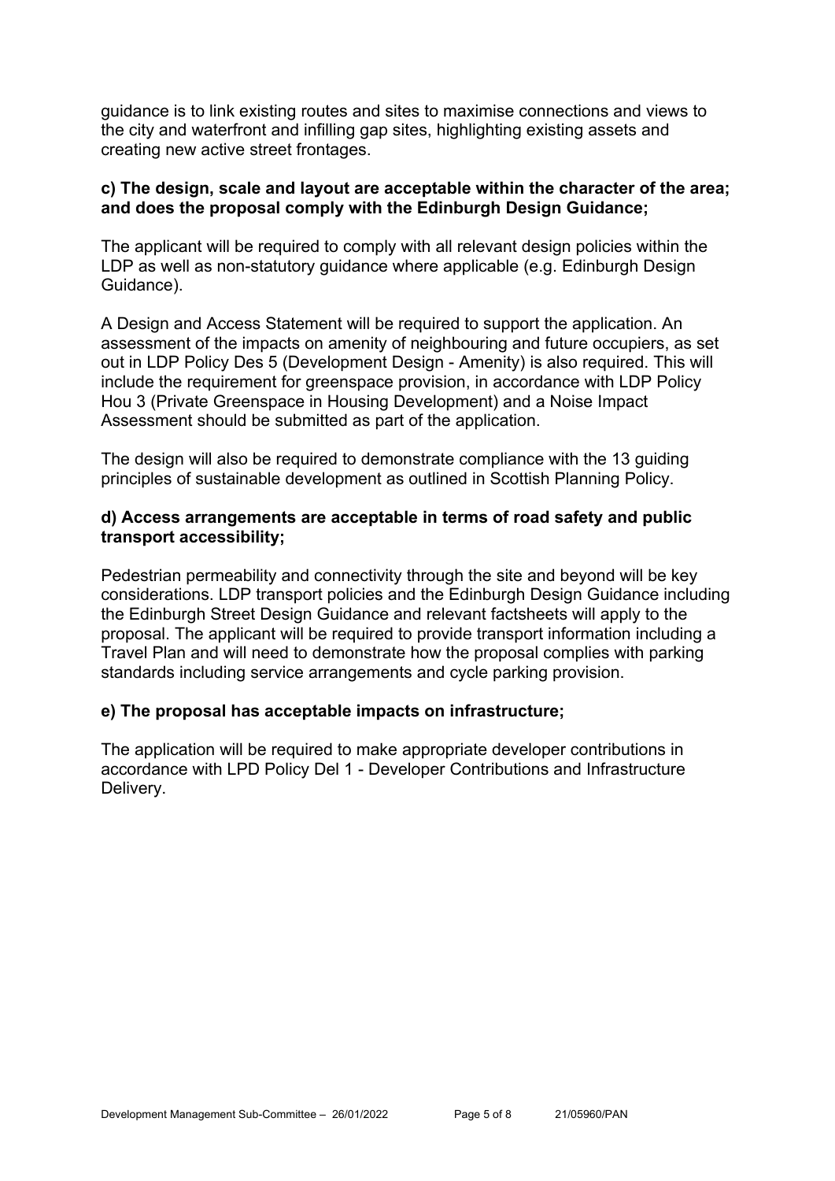guidance is to link existing routes and sites to maximise connections and views to the city and waterfront and infilling gap sites, highlighting existing assets and creating new active street frontages.

**c) The design, scale and layout are acceptable within the character of the area; and does the proposal comply with the Edinburgh Design Guidance;**

The applicant will be required to comply with all relevant design policies within the LDP as well as non-statutory guidance where applicable (e.g. Edinburgh Design Guidance).

A Design and Access Statement will be required to support the application. An assessment of the impacts on amenity of neighbouring and future occupiers, as set out in LDP Policy Des 5 (Development Design - Amenity) is also required. This will include the requirement for greenspace provision, in accordance with LDP Policy Hou 3 (Private Greenspace in Housing Development) and a Noise Impact Assessment should be submitted as part of the application.

The design will also be required to demonstrate compliance with the 13 guiding principles of sustainable development as outlined in Scottish Planning Policy.

**d) Access arrangements are acceptable in terms of road safety and public transport accessibility;**

Pedestrian permeability and connectivity through the site and beyond will be key considerations. LDP transport policies and the Edinburgh Design Guidance including the Edinburgh Street Design Guidance and relevant factsheets will apply to the proposal. The applicant will be required to provide transport information including a Travel Plan and will need to demonstrate how the proposal complies with parking standards including service arrangements and cycle parking provision.

**e) The proposal has acceptable impacts on infrastructure;**

The application will be required to make appropriate developer contributions in accordance with LPD Policy Del 1 - Developer Contributions and Infrastructure Delivery.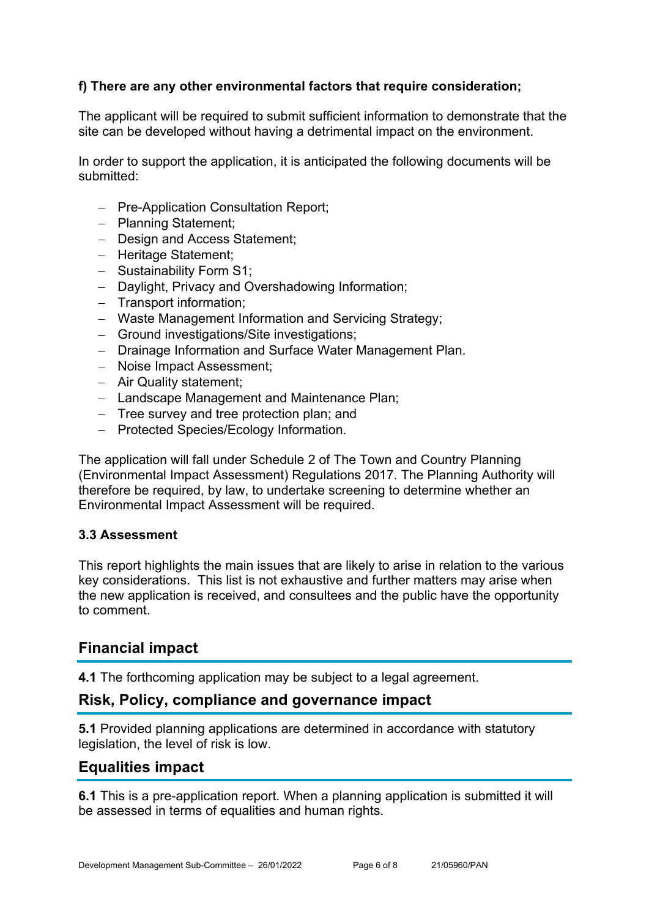**f) There are any other environmental factors that require consideration;**

The applicant will be required to submit sufficient information to demonstrate that the site can be developed without having a detrimental impact on the environment.

In order to support the application, it is anticipated the following documents will be submitted:

- Pre-Application Consultation Report;
- Planning Statement;
- Design and Access Statement;
- Heritage Statement;
- Sustainability Form S1;
- Daylight, Privacy and Overshadowing Information;
- Transport information;
- Waste Management Information and Servicing Strategy;
- Ground investigations/Site investigations;
- Drainage Information and Surface Water Management Plan.
- Noise Impact Assessment;
- Air Quality statement;
- Landscape Management and Maintenance Plan;
- Tree survey and tree protection plan; and
- Protected Species/Ecology Information.

The application will fall under Schedule 2 of The Town and Country Planning (Environmental Impact Assessment) Regulations 2017. The Planning Authority will therefore be required, by law, to undertake screening to determine whether an Environmental Impact Assessment will be required.

**3.3 Assessment**

This report highlights the main issues that are likely to arise in relation to the various key considerations. This list is not exhaustive and further matters may arise when the new application is received, and consultees and the public have the opportunity to comment.

## Financial impact

**4.1** The forthcoming application may be subject to a legal agreement.

## Risk, Policy, compliance and governance impact

**5.1** Provided planning applications are determined in accordance with statutory legislation, the level of risk is low.

## Equalities impact

**6.1** This is a pre-application report. When a planning application is submitted it will be assessed in terms of equalities and human rights.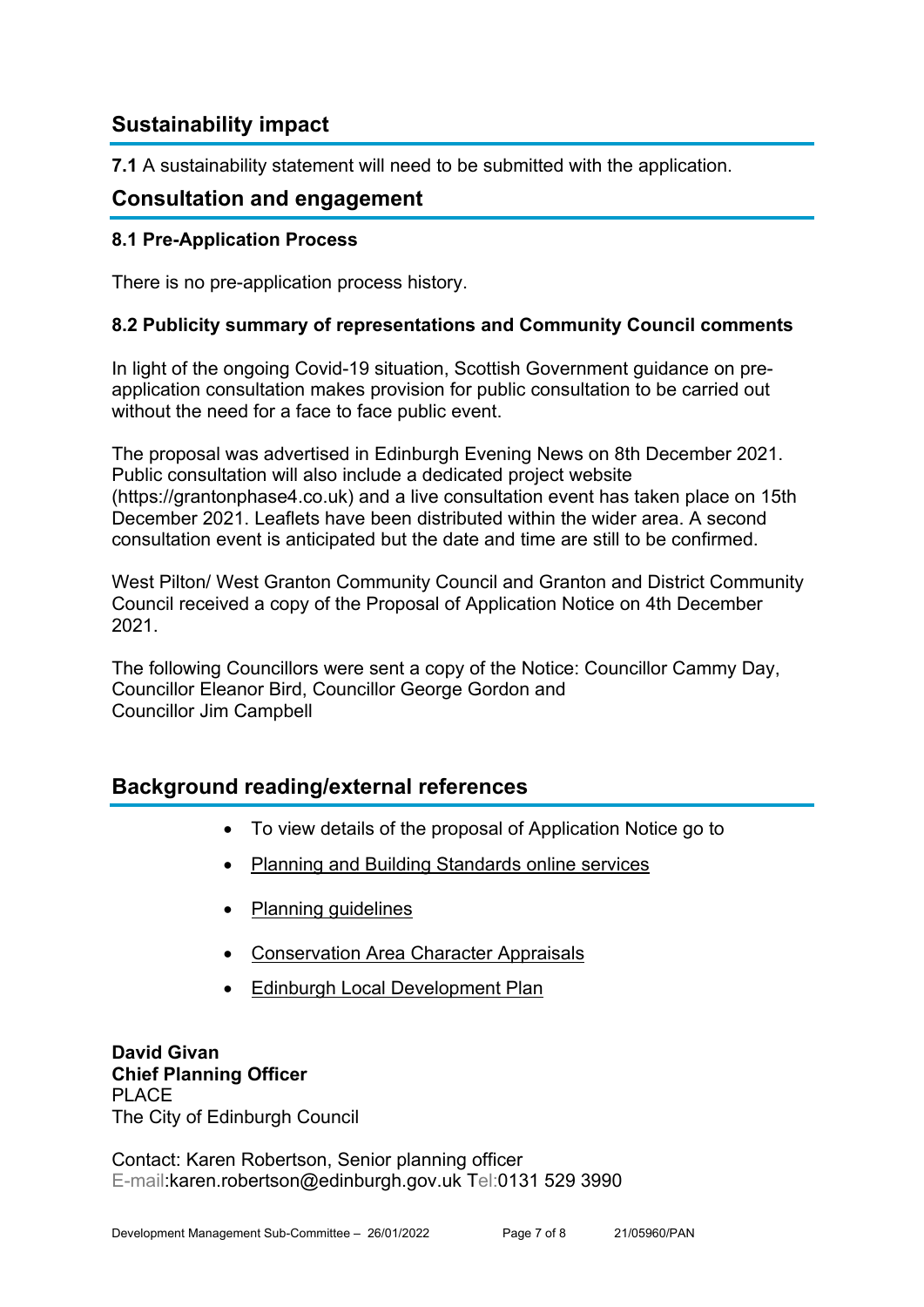## Sustainability impact

**7.1** A sustainability statement will need to be submitted with the application.

## Consultation and engagement

### 8.1 Pre-Application Process

There is no pre-application process history.

### 8.2 Publicity summary of representations and Community Council comments

In light of the ongoing Covid-19 situation, Scottish Government guidance on pre-application consultation makes provision for public consultation to be carried out without the need for a face to face public event.

The proposal was advertised in Edinburgh Evening News on 8th December 2021. Public consultation will also include a dedicated project website (https://grantonphase4.co.uk) and a live consultation event has taken place on 15th December 2021. Leaflets have been distributed within the wider area. A second consultation event is anticipated but the date and time are still to be confirmed.

West Pilton/ West Granton Community Council and Granton and District Community Council received a copy of the Proposal of Application Notice on 4th December 2021.

The following Councillors were sent a copy of the Notice: Councillor Cammy Day, Councillor Eleanor Bird, Councillor George Gordon and Councillor Jim Campbell

## Background reading/external references

- To view details of the proposal of Application Notice go to
- Planning and Building Standards online services
- Planning guidelines
- Conservation Area Character Appraisals
- Edinburgh Local Development Plan

**David Givan**
**Chief Planning Officer**
PLACE
The City of Edinburgh Council

Contact: Karen Robertson, Senior planning officer
E-mail:karen.robertson@edinburgh.gov.uk Tel:0131 529 3990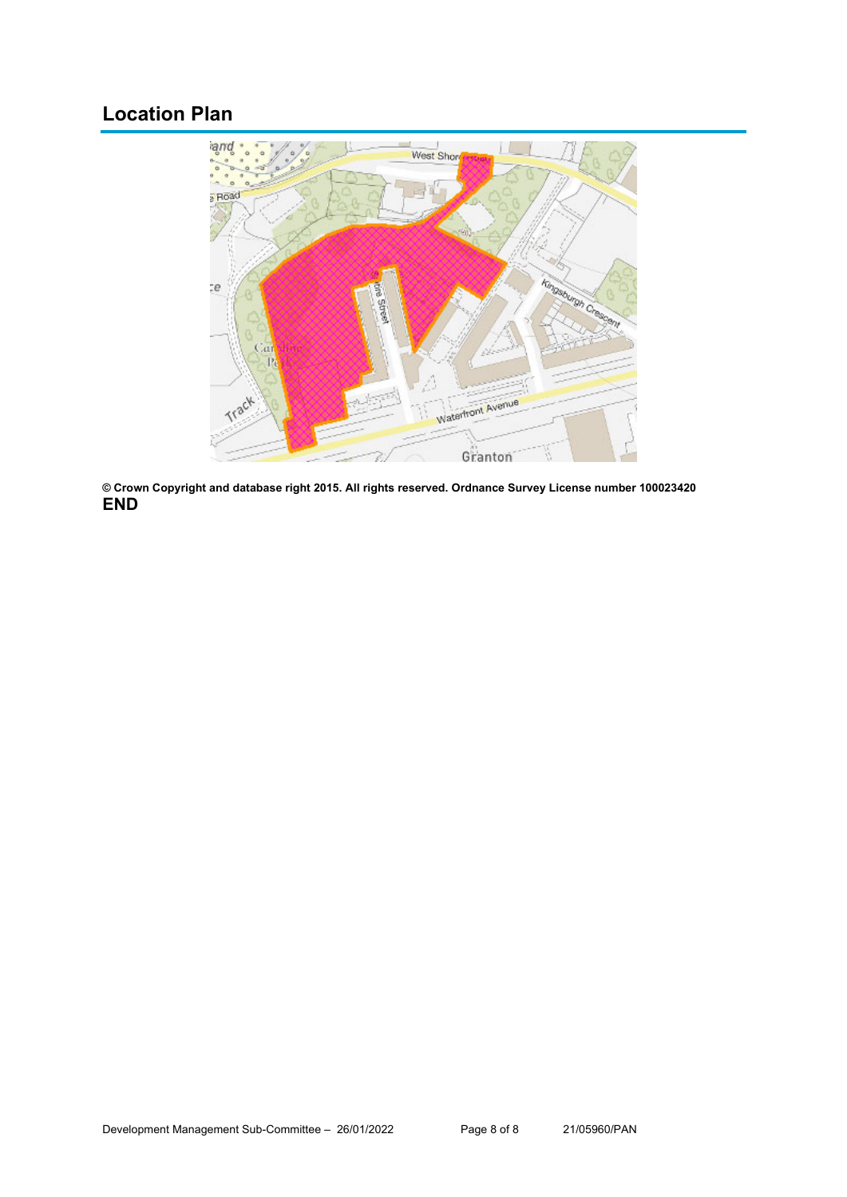## Location Plan

**© Crown Copyright and database right 2015. All rights reserved. Ordnance Survey License number 100023420**

**END**